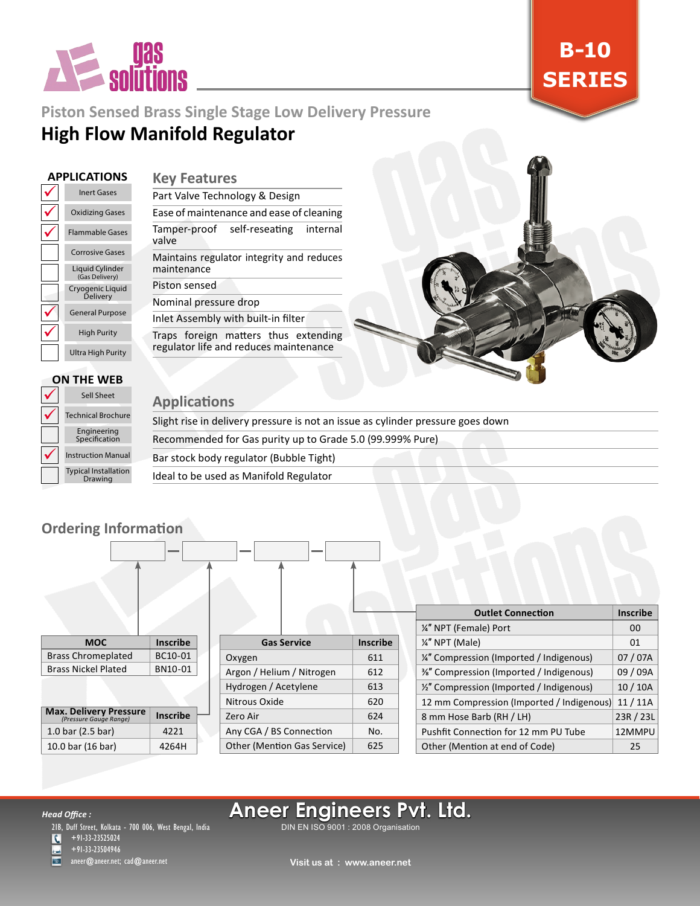gas solutions

**B-10 SERIES**

## Piston Sensed Brass Single Stage Low Delivery Pressure

# High Flow Manifold Regulator

### APPLICATIONS

| | |
|---|---|
| ✓ | Inert Gases |
| ✓ | Oxidizing Gases |
| ✓ | Flammable Gases |
| | Corrosive Gases |
| | Liquid Cylinder (Gas Delivery) |
| | Cryogenic Liquid Delivery |
| ✓ | General Purpose |
| ✓ | High Purity |
| | Ultra High Purity |

### ON THE WEB

| | |
|---|---|
| ✓ | Sell Sheet |
| ✓ | Technical Brochure |
| | Engineering Specification |
| ✓ | Instruction Manual |
| | Typical Installation Drawing |

## Key Features

- Part Valve Technology & Design
- Ease of maintenance and ease of cleaning
- Tamper-proof self-reseating internal valve
- Maintains regulator integrity and reduces maintenance
- Piston sensed
- Nominal pressure drop
- Inlet Assembly with built-in filter
- Traps foreign matters thus extending regulator life and reduces maintenance

## Applications

- Slight rise in delivery pressure is not an issue as cylinder pressure goes down
- Recommended for Gas purity up to Grade 5.0 (99.999% Pure)
- Bar stock body regulator (Bubble Tight)
- Ideal to be used as Manifold Regulator

## Ordering Information

[ ] – [ ] – [ ] – [ ]

| MOC | Inscribe |
|---|---|
| Brass Chromeplated | BC10-01 |
| Brass Nickel Plated | BN10-01 |

| Max. Delivery Pressure (Pressure Gauge Range) | Inscribe |
|---|---|
| 1.0 bar (2.5 bar) | 4221 |
| 10.0 bar (16 bar) | 4264H |

| Gas Service | Inscribe |
|---|---|
| Oxygen | 611 |
| Argon / Helium / Nitrogen | 612 |
| Hydrogen / Acetylene | 613 |
| Nitrous Oxide | 620 |
| Zero Air | 624 |
| Any CGA / BS Connection | No. |
| Other (Mention Gas Service) | 625 |

| Outlet Connection | Inscribe |
|---|---|
| ¼" NPT (Female) Port | 00 |
| ¼" NPT (Male) | 01 |
| ¼" Compression (Imported / Indigenous) | 07 / 07A |
| ⅜" Compression (Imported / Indigenous) | 09 / 09A |
| ½" Compression (Imported / Indigenous) | 10 / 10A |
| 12 mm Compression (Imported / Indigenous) | 11 / 11A |
| 8 mm Hose Barb (RH / LH) | 23R / 23L |
| Pushfit Connection for 12 mm PU Tube | 12MMPU |
| Other (Mention at end of Code) | 25 |

***Head Office :***

21B, Duff Street, Kolkata - 700 006, West Bengal, India
+91-33-23525024
+91-33-23504946
aneer@aneer.net; cad@aneer.net

**Aneer Engineers Pvt. Ltd.**
DIN EN ISO 9001 : 2008 Organisation

**Visit us at : www.aneer.net**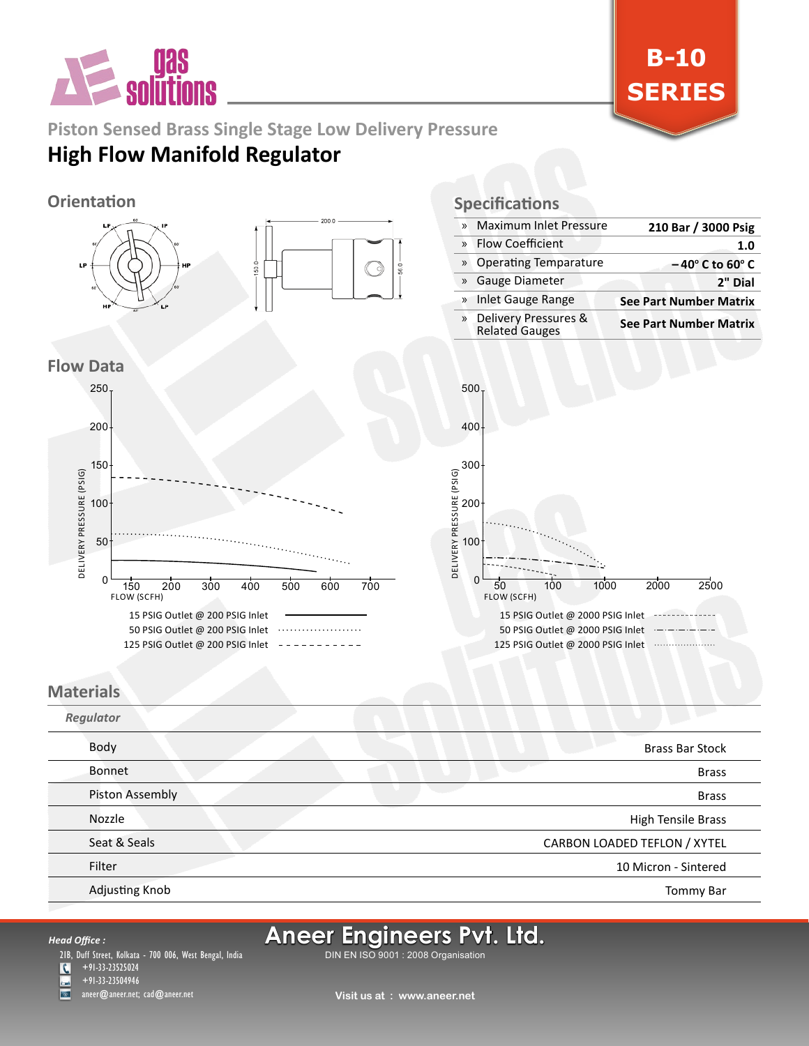gas solutions

**B-10 SERIES**

## Piston Sensed Brass Single Stage Low Delivery Pressure

# High Flow Manifold Regulator

## Orientation

LP 60 IP
60 60
LP HP
60 60
HP 60 LP

200.0
150.0
56.0

## Specifications

| | |
|---|---|
| » Maximum Inlet Pressure | **210 Bar / 3000 Psig** |
| » Flow Coefficient | **1.0** |
| » Operating Temparature | **– 40° C to 60° C** |
| » Gauge Diameter | **2" Dial** |
| » Inlet Gauge Range | **See Part Number Matrix** |
| » Delivery Pressures & Related Gauges | **See Part Number Matrix** |

## Flow Data

DELIVERY PRESSURE (PSIG)
250
200
150
100
50
0
150 200 300 400 500 600 700
FLOW (SCFH)

15 PSIG Outlet @ 200 PSIG Inlet
50 PSIG Outlet @ 200 PSIG Inlet
125 PSIG Outlet @ 200 PSIG Inlet

DELIVERY PRESSURE (PSIG)
500
400
300
200
100
0
50 100 1000 2000 2500
FLOW (SCFH)

15 PSIG Outlet @ 2000 PSIG Inlet
50 PSIG Outlet @ 2000 PSIG Inlet
125 PSIG Outlet @ 2000 PSIG Inlet

## Materials

| *Regulator* | |
|---|---|
| Body | Brass Bar Stock |
| Bonnet | Brass |
| Piston Assembly | Brass |
| Nozzle | High Tensile Brass |
| Seat & Seals | CARBON LOADED TEFLON / XYTEL |
| Filter | 10 Micron - Sintered |
| Adjusting Knob | Tommy Bar |

*Head Office :*
21B, Duff Street, Kolkata - 700 006, West Bengal, India
+91-33-23525024
+91-33-23504946
aneer@aneer.net; cad@aneer.net

**Aneer Engineers Pvt. Ltd.**
DIN EN ISO 9001 : 2008 Organisation

Visit us at : www.aneer.net